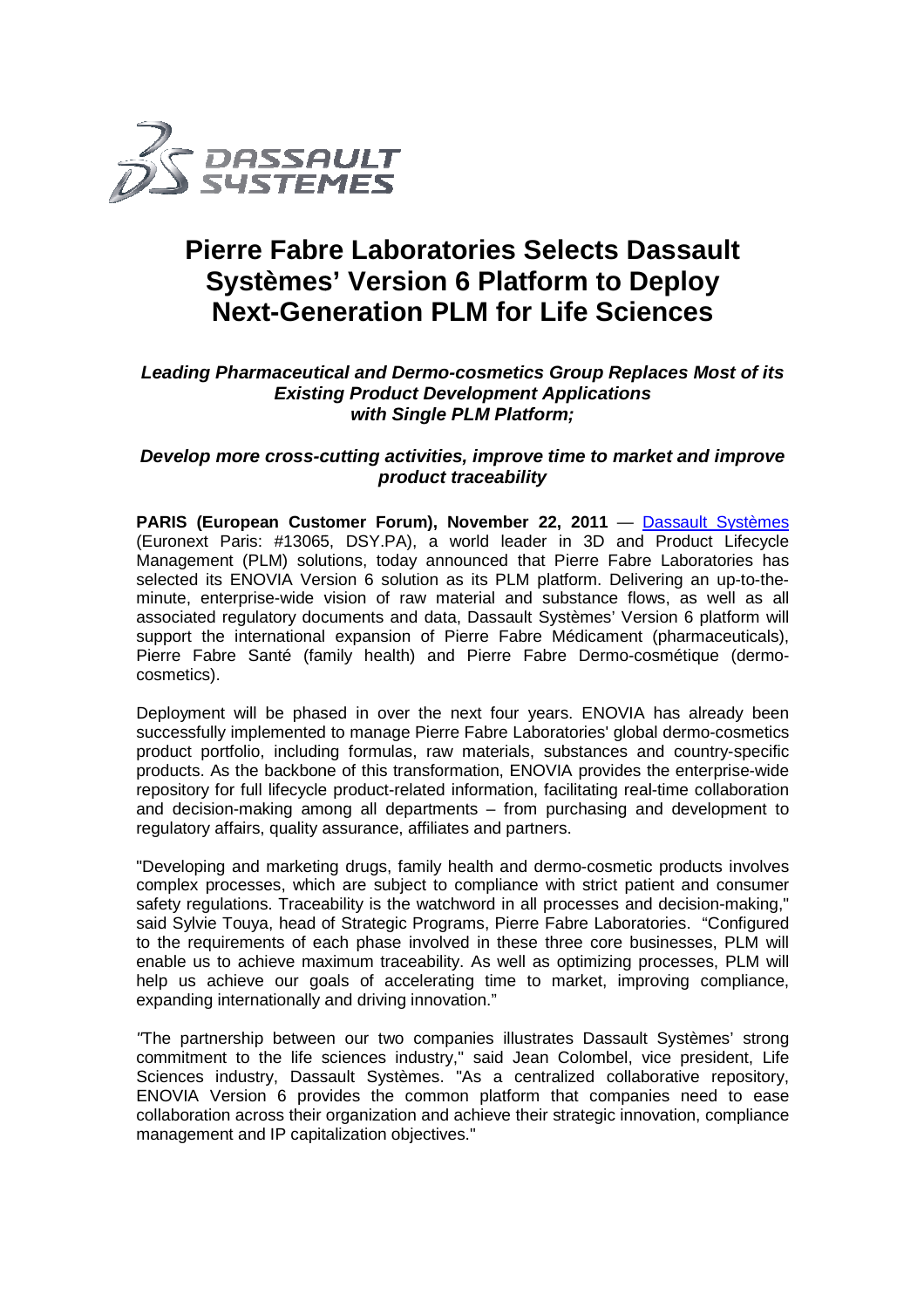# Pierre Fabre Laboratories Selects Dassault Systèmes' Version 6 Platform to Deploy Next-Generation PLM for Life Sciences

***Leading Pharmaceutical and Dermo-cosmetics Group Replaces Most of its Existing Product Development Applications with Single PLM Platform;***

***Develop more cross-cutting activities, improve time to market and improve product traceability***

**PARIS (European Customer Forum), November 22, 2011** — Dassault Systèmes (Euronext Paris: #13065, DSY.PA), a world leader in 3D and Product Lifecycle Management (PLM) solutions, today announced that Pierre Fabre Laboratories has selected its ENOVIA Version 6 solution as its PLM platform. Delivering an up-to-the-minute, enterprise-wide vision of raw material and substance flows, as well as all associated regulatory documents and data, Dassault Systèmes' Version 6 platform will support the international expansion of Pierre Fabre Médicament (pharmaceuticals), Pierre Fabre Santé (family health) and Pierre Fabre Dermo-cosmétique (dermo-cosmetics).

Deployment will be phased in over the next four years. ENOVIA has already been successfully implemented to manage Pierre Fabre Laboratories' global dermo-cosmetics product portfolio, including formulas, raw materials, substances and country-specific products. As the backbone of this transformation, ENOVIA provides the enterprise-wide repository for full lifecycle product-related information, facilitating real-time collaboration and decision-making among all departments – from purchasing and development to regulatory affairs, quality assurance, affiliates and partners.

"Developing and marketing drugs, family health and dermo-cosmetic products involves complex processes, which are subject to compliance with strict patient and consumer safety regulations. Traceability is the watchword in all processes and decision-making," said Sylvie Touya, head of Strategic Programs, Pierre Fabre Laboratories. "Configured to the requirements of each phase involved in these three core businesses, PLM will enable us to achieve maximum traceability. As well as optimizing processes, PLM will help us achieve our goals of accelerating time to market, improving compliance, expanding internationally and driving innovation."

"The partnership between our two companies illustrates Dassault Systèmes' strong commitment to the life sciences industry," said Jean Colombel, vice president, Life Sciences industry, Dassault Systèmes. "As a centralized collaborative repository, ENOVIA Version 6 provides the common platform that companies need to ease collaboration across their organization and achieve their strategic innovation, compliance management and IP capitalization objectives."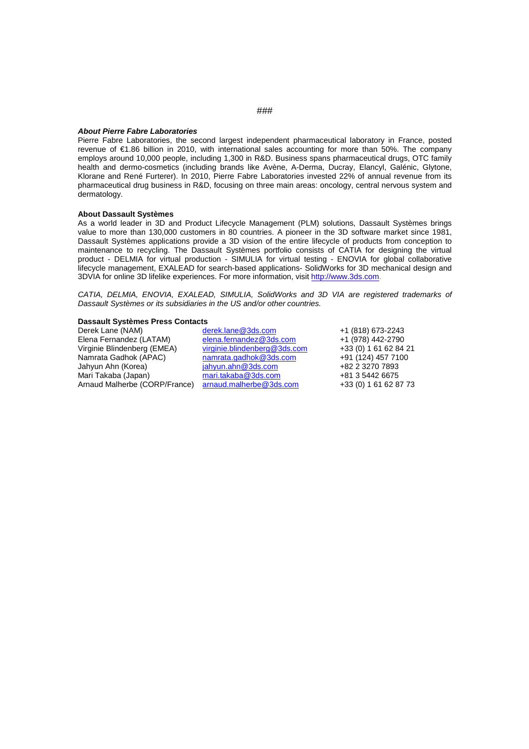###

***About Pierre Fabre Laboratories***

Pierre Fabre Laboratories, the second largest independent pharmaceutical laboratory in France, posted revenue of €1.86 billion in 2010, with international sales accounting for more than 50%. The company employs around 10,000 people, including 1,300 in R&D. Business spans pharmaceutical drugs, OTC family health and dermo-cosmetics (including brands like Avène, A-Derma, Ducray, Elancyl, Galénic, Glytone, Klorane and René Furterer). In 2010, Pierre Fabre Laboratories invested 22% of annual revenue from its pharmaceutical drug business in R&D, focusing on three main areas: oncology, central nervous system and dermatology.

**About Dassault Systèmes**

As a world leader in 3D and Product Lifecycle Management (PLM) solutions, Dassault Systèmes brings value to more than 130,000 customers in 80 countries. A pioneer in the 3D software market since 1981, Dassault Systèmes applications provide a 3D vision of the entire lifecycle of products from conception to maintenance to recycling. The Dassault Systèmes portfolio consists of CATIA for designing the virtual product - DELMIA for virtual production - SIMULIA for virtual testing - ENOVIA for global collaborative lifecycle management, EXALEAD for search-based applications- SolidWorks for 3D mechanical design and 3DVIA for online 3D lifelike experiences. For more information, visit http://www.3ds.com.

*CATIA, DELMIA, ENOVIA, EXALEAD, SIMULIA, SolidWorks and 3D VIA are registered trademarks of Dassault Systèmes or its subsidiaries in the US and/or other countries.*

**Dassault Systèmes Press Contacts**

| | | |
|---|---|---|
| Derek Lane (NAM) | derek.lane@3ds.com | +1 (818) 673-2243 |
| Elena Fernandez (LATAM) | elena.fernandez@3ds.com | +1 (978) 442-2790 |
| Virginie Blindenberg (EMEA) | virginie.blindenberg@3ds.com | +33 (0) 1 61 62 84 21 |
| Namrata Gadhok (APAC) | namrata.gadhok@3ds.com | +91 (124) 457 7100 |
| Jahyun Ahn (Korea) | jahyun.ahn@3ds.com | +82 2 3270 7893 |
| Mari Takaba (Japan) | mari.takaba@3ds.com | +81 3 5442 6675 |
| Arnaud Malherbe (CORP/France) | arnaud.malherbe@3ds.com | +33 (0) 1 61 62 87 73 |